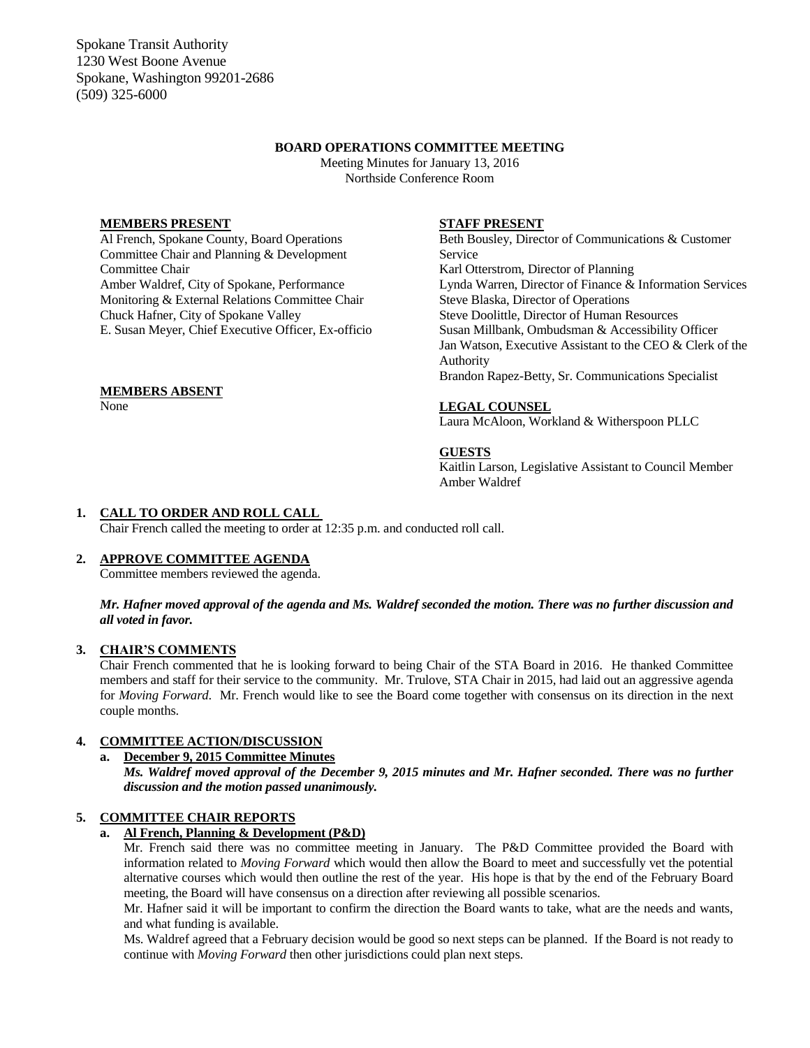Spokane Transit Authority
1230 West Boone Avenue
Spokane, Washington 99201-2686
(509) 325-6000

**BOARD OPERATIONS COMMITTEE MEETING**

Meeting Minutes for January 13, 2016
Northside Conference Room

**MEMBERS PRESENT**

Al French, Spokane County, Board Operations Committee Chair and Planning & Development Committee Chair
Amber Waldref, City of Spokane, Performance Monitoring & External Relations Committee Chair
Chuck Hafner, City of Spokane Valley
E. Susan Meyer, Chief Executive Officer, Ex-officio

**MEMBERS ABSENT**

None

**STAFF PRESENT**

Beth Bousley, Director of Communications & Customer Service
Karl Otterstrom, Director of Planning
Lynda Warren, Director of Finance & Information Services
Steve Blaska, Director of Operations
Steve Doolittle, Director of Human Resources
Susan Millbank, Ombudsman & Accessibility Officer
Jan Watson, Executive Assistant to the CEO & Clerk of the Authority
Brandon Rapez-Betty, Sr. Communications Specialist

**LEGAL COUNSEL**

Laura McAloon, Workland & Witherspoon PLLC

**GUESTS**

Kaitlin Larson, Legislative Assistant to Council Member Amber Waldref

1. **CALL TO ORDER AND ROLL CALL**

   Chair French called the meeting to order at 12:35 p.m. and conducted roll call.

2. **APPROVE COMMITTEE AGENDA**

   Committee members reviewed the agenda.

   ***Mr. Hafner moved approval of the agenda and Ms. Waldref seconded the motion. There was no further discussion and all voted in favor.***

3. **CHAIR'S COMMENTS**

   Chair French commented that he is looking forward to being Chair of the STA Board in 2016. He thanked Committee members and staff for their service to the community. Mr. Trulove, STA Chair in 2015, had laid out an aggressive agenda for *Moving Forward*. Mr. French would like to see the Board come together with consensus on its direction in the next couple months.

4. **COMMITTEE ACTION/DISCUSSION**

   a. **December 9, 2015 Committee Minutes**

   ***Ms. Waldref moved approval of the December 9, 2015 minutes and Mr. Hafner seconded. There was no further discussion and the motion passed unanimously.***

5. **COMMITTEE CHAIR REPORTS**

   a. **Al French, Planning & Development (P&D)**

   Mr. French said there was no committee meeting in January. The P&D Committee provided the Board with information related to *Moving Forward* which would then allow the Board to meet and successfully vet the potential alternative courses which would then outline the rest of the year. His hope is that by the end of the February Board meeting, the Board will have consensus on a direction after reviewing all possible scenarios.

   Mr. Hafner said it will be important to confirm the direction the Board wants to take, what are the needs and wants, and what funding is available.

   Ms. Waldref agreed that a February decision would be good so next steps can be planned. If the Board is not ready to continue with *Moving Forward* then other jurisdictions could plan next steps.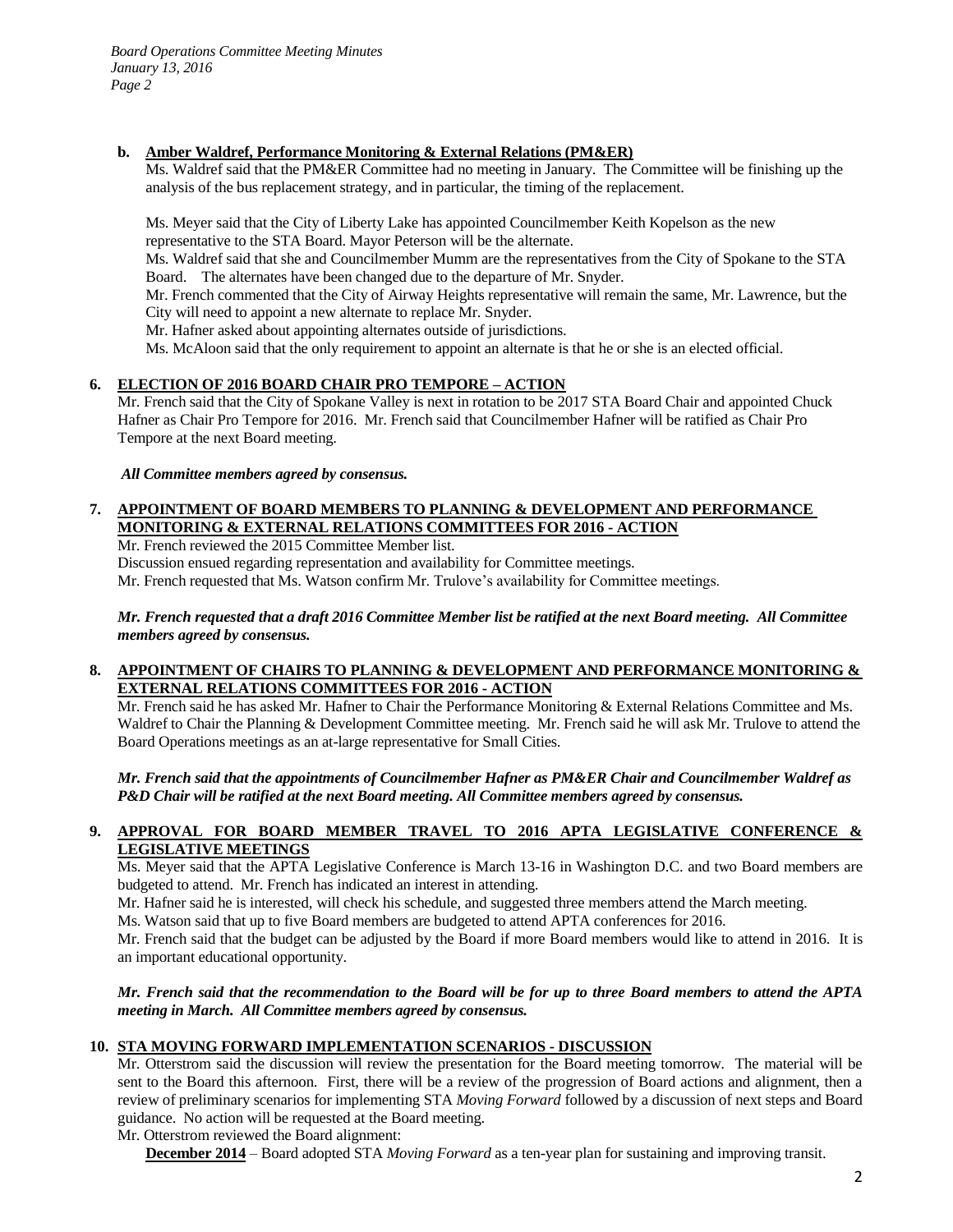**b. Amber Waldref, Performance Monitoring & External Relations (PM&ER)**

Ms. Waldref said that the PM&ER Committee had no meeting in January. The Committee will be finishing up the analysis of the bus replacement strategy, and in particular, the timing of the replacement.

Ms. Meyer said that the City of Liberty Lake has appointed Councilmember Keith Kopelson as the new representative to the STA Board. Mayor Peterson will be the alternate.

Ms. Waldref said that she and Councilmember Mumm are the representatives from the City of Spokane to the STA Board. The alternates have been changed due to the departure of Mr. Snyder.

Mr. French commented that the City of Airway Heights representative will remain the same, Mr. Lawrence, but the City will need to appoint a new alternate to replace Mr. Snyder.

Mr. Hafner asked about appointing alternates outside of jurisdictions.

Ms. McAloon said that the only requirement to appoint an alternate is that he or she is an elected official.

## 6. ELECTION OF 2016 BOARD CHAIR PRO TEMPORE – ACTION

Mr. French said that the City of Spokane Valley is next in rotation to be 2017 STA Board Chair and appointed Chuck Hafner as Chair Pro Tempore for 2016. Mr. French said that Councilmember Hafner will be ratified as Chair Pro Tempore at the next Board meeting.

***All Committee members agreed by consensus.***

## 7. APPOINTMENT OF BOARD MEMBERS TO PLANNING & DEVELOPMENT AND PERFORMANCE MONITORING & EXTERNAL RELATIONS COMMITTEES FOR 2016 - ACTION

Mr. French reviewed the 2015 Committee Member list.

Discussion ensued regarding representation and availability for Committee meetings.

Mr. French requested that Ms. Watson confirm Mr. Trulove's availability for Committee meetings.

***Mr. French requested that a draft 2016 Committee Member list be ratified at the next Board meeting. All Committee members agreed by consensus.***

## 8. APPOINTMENT OF CHAIRS TO PLANNING & DEVELOPMENT AND PERFORMANCE MONITORING & EXTERNAL RELATIONS COMMITTEES FOR 2016 - ACTION

Mr. French said he has asked Mr. Hafner to Chair the Performance Monitoring & External Relations Committee and Ms. Waldref to Chair the Planning & Development Committee meeting. Mr. French said he will ask Mr. Trulove to attend the Board Operations meetings as an at-large representative for Small Cities.

***Mr. French said that the appointments of Councilmember Hafner as PM&ER Chair and Councilmember Waldref as P&D Chair will be ratified at the next Board meeting. All Committee members agreed by consensus.***

## 9. APPROVAL FOR BOARD MEMBER TRAVEL TO 2016 APTA LEGISLATIVE CONFERENCE & LEGISLATIVE MEETINGS

Ms. Meyer said that the APTA Legislative Conference is March 13-16 in Washington D.C. and two Board members are budgeted to attend. Mr. French has indicated an interest in attending.

Mr. Hafner said he is interested, will check his schedule, and suggested three members attend the March meeting.

Ms. Watson said that up to five Board members are budgeted to attend APTA conferences for 2016.

Mr. French said that the budget can be adjusted by the Board if more Board members would like to attend in 2016. It is an important educational opportunity.

***Mr. French said that the recommendation to the Board will be for up to three Board members to attend the APTA meeting in March. All Committee members agreed by consensus.***

## 10. STA MOVING FORWARD IMPLEMENTATION SCENARIOS - DISCUSSION

Mr. Otterstrom said the discussion will review the presentation for the Board meeting tomorrow. The material will be sent to the Board this afternoon. First, there will be a review of the progression of Board actions and alignment, then a review of preliminary scenarios for implementing STA *Moving Forward* followed by a discussion of next steps and Board guidance. No action will be requested at the Board meeting.

Mr. Otterstrom reviewed the Board alignment:

**December 2014** – Board adopted STA *Moving Forward* as a ten-year plan for sustaining and improving transit.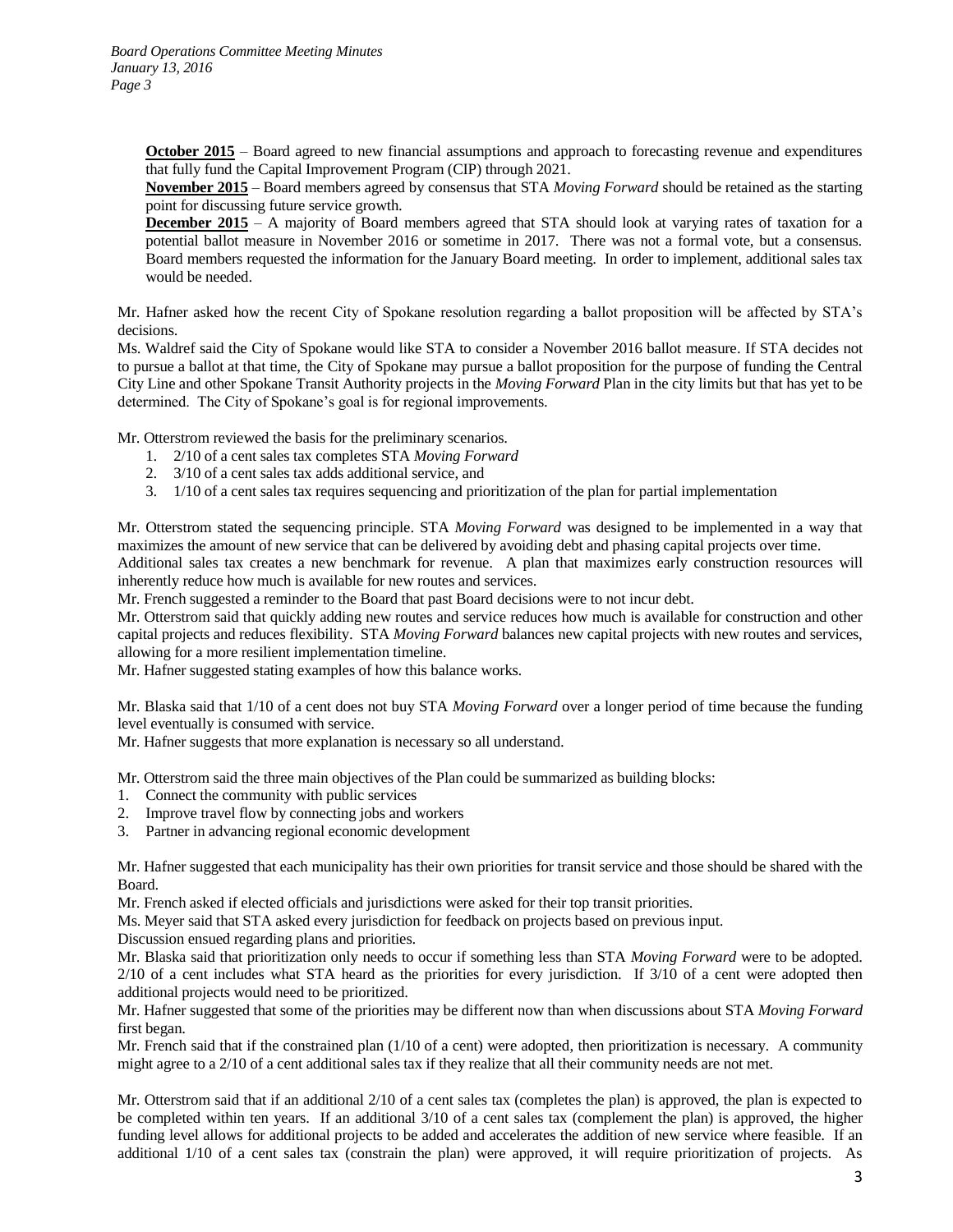**October 2015** – Board agreed to new financial assumptions and approach to forecasting revenue and expenditures that fully fund the Capital Improvement Program (CIP) through 2021.

**November 2015** – Board members agreed by consensus that STA *Moving Forward* should be retained as the starting point for discussing future service growth.

**December 2015** – A majority of Board members agreed that STA should look at varying rates of taxation for a potential ballot measure in November 2016 or sometime in 2017. There was not a formal vote, but a consensus. Board members requested the information for the January Board meeting. In order to implement, additional sales tax would be needed.

Mr. Hafner asked how the recent City of Spokane resolution regarding a ballot proposition will be affected by STA's decisions.

Ms. Waldref said the City of Spokane would like STA to consider a November 2016 ballot measure. If STA decides not to pursue a ballot at that time, the City of Spokane may pursue a ballot proposition for the purpose of funding the Central City Line and other Spokane Transit Authority projects in the *Moving Forward* Plan in the city limits but that has yet to be determined. The City of Spokane's goal is for regional improvements.

Mr. Otterstrom reviewed the basis for the preliminary scenarios.

1. 2/10 of a cent sales tax completes STA *Moving Forward*
2. 3/10 of a cent sales tax adds additional service, and
3. 1/10 of a cent sales tax requires sequencing and prioritization of the plan for partial implementation

Mr. Otterstrom stated the sequencing principle. STA *Moving Forward* was designed to be implemented in a way that maximizes the amount of new service that can be delivered by avoiding debt and phasing capital projects over time.

Additional sales tax creates a new benchmark for revenue. A plan that maximizes early construction resources will inherently reduce how much is available for new routes and services.

Mr. French suggested a reminder to the Board that past Board decisions were to not incur debt.

Mr. Otterstrom said that quickly adding new routes and service reduces how much is available for construction and other capital projects and reduces flexibility. STA *Moving Forward* balances new capital projects with new routes and services, allowing for a more resilient implementation timeline.

Mr. Hafner suggested stating examples of how this balance works.

Mr. Blaska said that 1/10 of a cent does not buy STA *Moving Forward* over a longer period of time because the funding level eventually is consumed with service.

Mr. Hafner suggests that more explanation is necessary so all understand.

Mr. Otterstrom said the three main objectives of the Plan could be summarized as building blocks:

1. Connect the community with public services
2. Improve travel flow by connecting jobs and workers
3. Partner in advancing regional economic development

Mr. Hafner suggested that each municipality has their own priorities for transit service and those should be shared with the Board.

Mr. French asked if elected officials and jurisdictions were asked for their top transit priorities.

Ms. Meyer said that STA asked every jurisdiction for feedback on projects based on previous input.

Discussion ensued regarding plans and priorities.

Mr. Blaska said that prioritization only needs to occur if something less than STA *Moving Forward* were to be adopted. 2/10 of a cent includes what STA heard as the priorities for every jurisdiction. If 3/10 of a cent were adopted then additional projects would need to be prioritized.

Mr. Hafner suggested that some of the priorities may be different now than when discussions about STA *Moving Forward* first began.

Mr. French said that if the constrained plan (1/10 of a cent) were adopted, then prioritization is necessary. A community might agree to a 2/10 of a cent additional sales tax if they realize that all their community needs are not met.

Mr. Otterstrom said that if an additional 2/10 of a cent sales tax (completes the plan) is approved, the plan is expected to be completed within ten years. If an additional 3/10 of a cent sales tax (complement the plan) is approved, the higher funding level allows for additional projects to be added and accelerates the addition of new service where feasible. If an additional 1/10 of a cent sales tax (constrain the plan) were approved, it will require prioritization of projects. As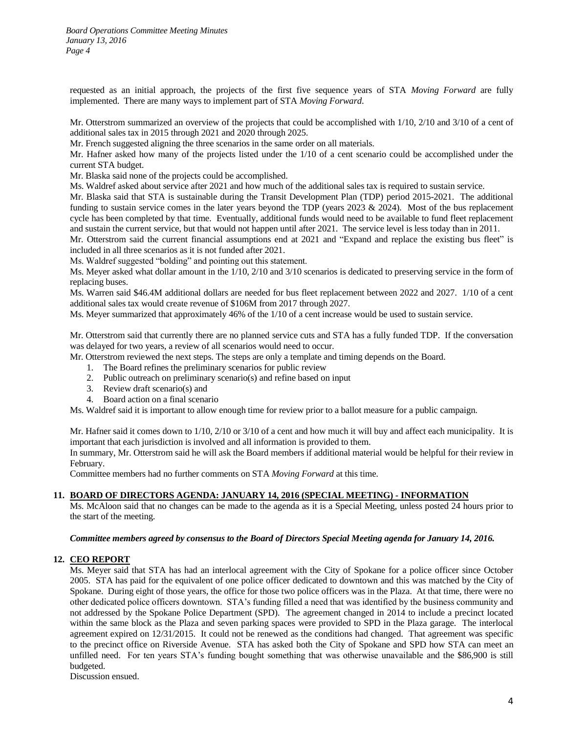requested as an initial approach, the projects of the first five sequence years of STA *Moving Forward* are fully implemented. There are many ways to implement part of STA *Moving Forward*.

Mr. Otterstrom summarized an overview of the projects that could be accomplished with 1/10, 2/10 and 3/10 of a cent of additional sales tax in 2015 through 2021 and 2020 through 2025.

Mr. French suggested aligning the three scenarios in the same order on all materials.

Mr. Hafner asked how many of the projects listed under the 1/10 of a cent scenario could be accomplished under the current STA budget.

Mr. Blaska said none of the projects could be accomplished.

Ms. Waldref asked about service after 2021 and how much of the additional sales tax is required to sustain service.

Mr. Blaska said that STA is sustainable during the Transit Development Plan (TDP) period 2015-2021. The additional funding to sustain service comes in the later years beyond the TDP (years 2023 & 2024). Most of the bus replacement cycle has been completed by that time. Eventually, additional funds would need to be available to fund fleet replacement and sustain the current service, but that would not happen until after 2021. The service level is less today than in 2011.

Mr. Otterstrom said the current financial assumptions end at 2021 and "Expand and replace the existing bus fleet" is included in all three scenarios as it is not funded after 2021.

Ms. Waldref suggested "bolding" and pointing out this statement.

Ms. Meyer asked what dollar amount in the 1/10, 2/10 and 3/10 scenarios is dedicated to preserving service in the form of replacing buses.

Ms. Warren said $46.4M additional dollars are needed for bus fleet replacement between 2022 and 2027. 1/10 of a cent additional sales tax would create revenue of $106M from 2017 through 2027.

Ms. Meyer summarized that approximately 46% of the 1/10 of a cent increase would be used to sustain service.

Mr. Otterstrom said that currently there are no planned service cuts and STA has a fully funded TDP. If the conversation was delayed for two years, a review of all scenarios would need to occur.

Mr. Otterstrom reviewed the next steps. The steps are only a template and timing depends on the Board.

1. The Board refines the preliminary scenarios for public review
2. Public outreach on preliminary scenario(s) and refine based on input
3. Review draft scenario(s) and
4. Board action on a final scenario

Ms. Waldref said it is important to allow enough time for review prior to a ballot measure for a public campaign.

Mr. Hafner said it comes down to 1/10, 2/10 or 3/10 of a cent and how much it will buy and affect each municipality. It is important that each jurisdiction is involved and all information is provided to them.

In summary, Mr. Otterstrom said he will ask the Board members if additional material would be helpful for their review in February.

Committee members had no further comments on STA *Moving Forward* at this time.

## 11. BOARD OF DIRECTORS AGENDA: JANUARY 14, 2016 (SPECIAL MEETING) - INFORMATION

Ms. McAloon said that no changes can be made to the agenda as it is a Special Meeting, unless posted 24 hours prior to the start of the meeting.

***Committee members agreed by consensus to the Board of Directors Special Meeting agenda for January 14, 2016.***

## 12. CEO REPORT

Ms. Meyer said that STA has had an interlocal agreement with the City of Spokane for a police officer since October 2005. STA has paid for the equivalent of one police officer dedicated to downtown and this was matched by the City of Spokane. During eight of those years, the office for those two police officers was in the Plaza. At that time, there were no other dedicated police officers downtown. STA's funding filled a need that was identified by the business community and not addressed by the Spokane Police Department (SPD). The agreement changed in 2014 to include a precinct located within the same block as the Plaza and seven parking spaces were provided to SPD in the Plaza garage. The interlocal agreement expired on 12/31/2015. It could not be renewed as the conditions had changed. That agreement was specific to the precinct office on Riverside Avenue. STA has asked both the City of Spokane and SPD how STA can meet an unfilled need. For ten years STA's funding bought something that was otherwise unavailable and the $86,900 is still budgeted.

Discussion ensued.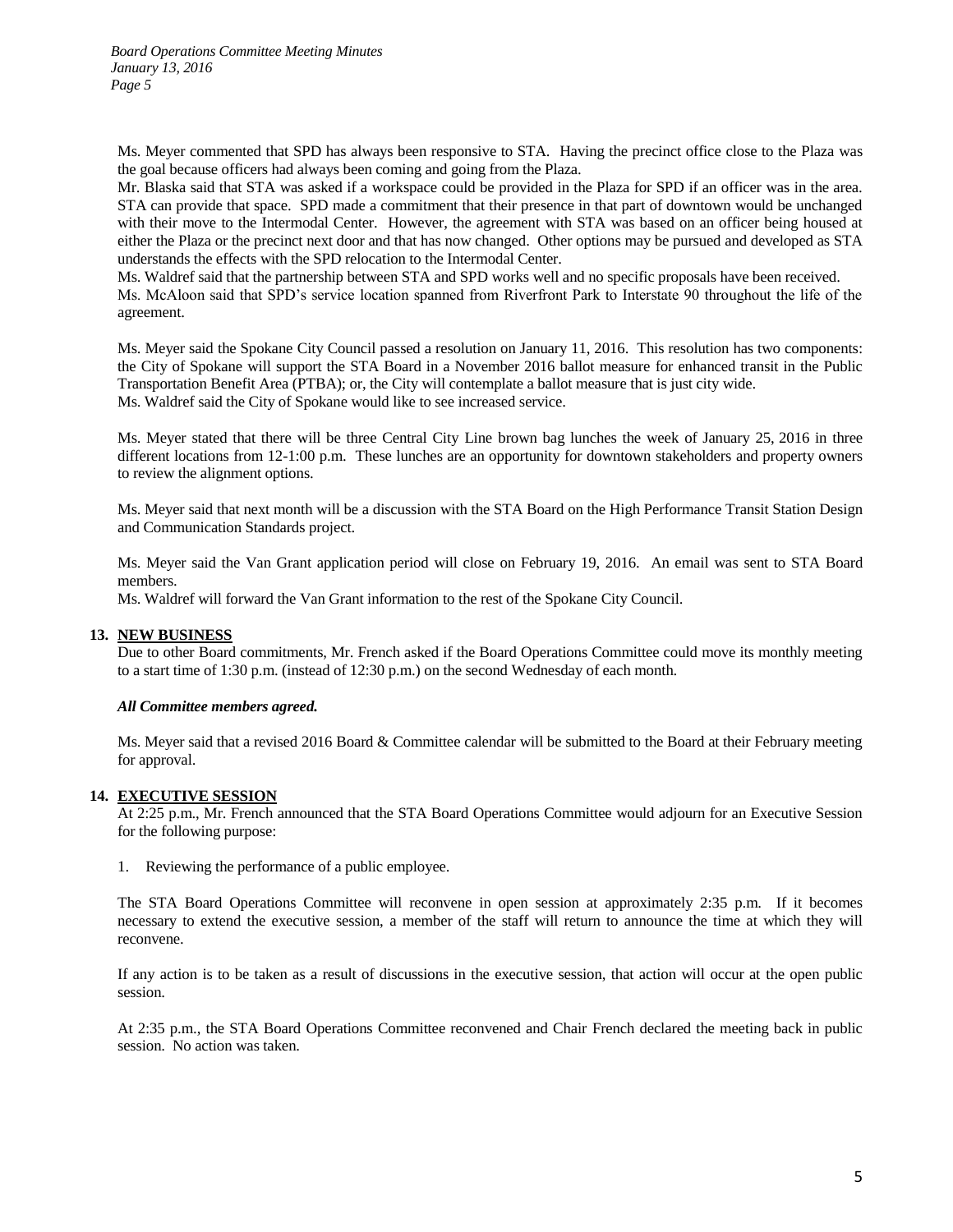Ms. Meyer commented that SPD has always been responsive to STA. Having the precinct office close to the Plaza was the goal because officers had always been coming and going from the Plaza.

Mr. Blaska said that STA was asked if a workspace could be provided in the Plaza for SPD if an officer was in the area. STA can provide that space. SPD made a commitment that their presence in that part of downtown would be unchanged with their move to the Intermodal Center. However, the agreement with STA was based on an officer being housed at either the Plaza or the precinct next door and that has now changed. Other options may be pursued and developed as STA understands the effects with the SPD relocation to the Intermodal Center.

Ms. Waldref said that the partnership between STA and SPD works well and no specific proposals have been received.

Ms. McAloon said that SPD's service location spanned from Riverfront Park to Interstate 90 throughout the life of the agreement.

Ms. Meyer said the Spokane City Council passed a resolution on January 11, 2016. This resolution has two components: the City of Spokane will support the STA Board in a November 2016 ballot measure for enhanced transit in the Public Transportation Benefit Area (PTBA); or, the City will contemplate a ballot measure that is just city wide.

Ms. Waldref said the City of Spokane would like to see increased service.

Ms. Meyer stated that there will be three Central City Line brown bag lunches the week of January 25, 2016 in three different locations from 12-1:00 p.m. These lunches are an opportunity for downtown stakeholders and property owners to review the alignment options.

Ms. Meyer said that next month will be a discussion with the STA Board on the High Performance Transit Station Design and Communication Standards project.

Ms. Meyer said the Van Grant application period will close on February 19, 2016. An email was sent to STA Board members.

Ms. Waldref will forward the Van Grant information to the rest of the Spokane City Council.

**13. NEW BUSINESS**

Due to other Board commitments, Mr. French asked if the Board Operations Committee could move its monthly meeting to a start time of 1:30 p.m. (instead of 12:30 p.m.) on the second Wednesday of each month.

***All Committee members agreed.***

Ms. Meyer said that a revised 2016 Board & Committee calendar will be submitted to the Board at their February meeting for approval.

**14. EXECUTIVE SESSION**

At 2:25 p.m., Mr. French announced that the STA Board Operations Committee would adjourn for an Executive Session for the following purpose:

1. Reviewing the performance of a public employee.

The STA Board Operations Committee will reconvene in open session at approximately 2:35 p.m. If it becomes necessary to extend the executive session, a member of the staff will return to announce the time at which they will reconvene.

If any action is to be taken as a result of discussions in the executive session, that action will occur at the open public session.

At 2:35 p.m., the STA Board Operations Committee reconvened and Chair French declared the meeting back in public session. No action was taken.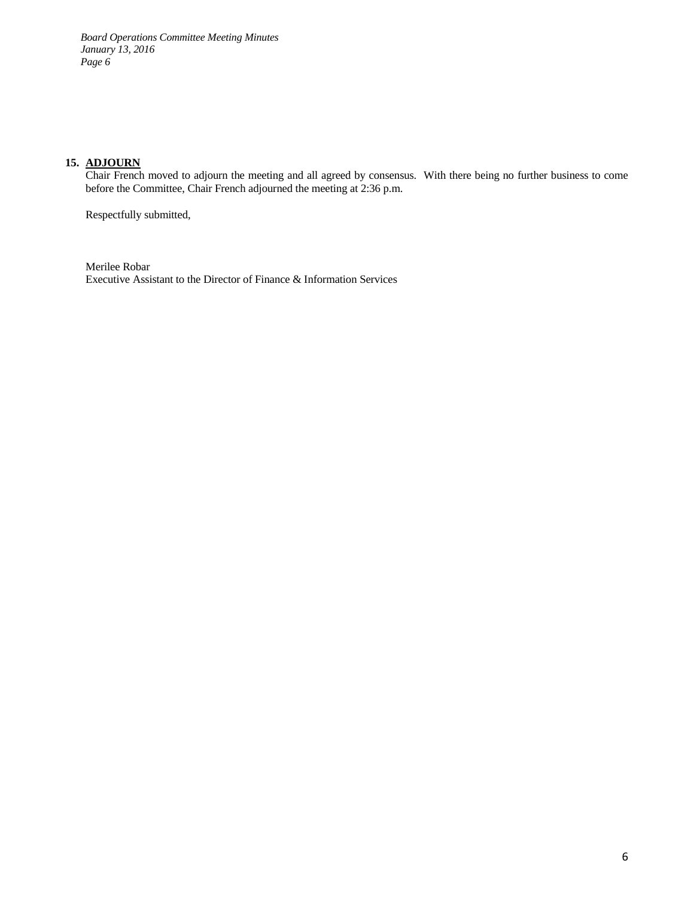## 15. ADJOURN

Chair French moved to adjourn the meeting and all agreed by consensus. With there being no further business to come before the Committee, Chair French adjourned the meeting at 2:36 p.m.

Respectfully submitted,

Merilee Robar
Executive Assistant to the Director of Finance & Information Services